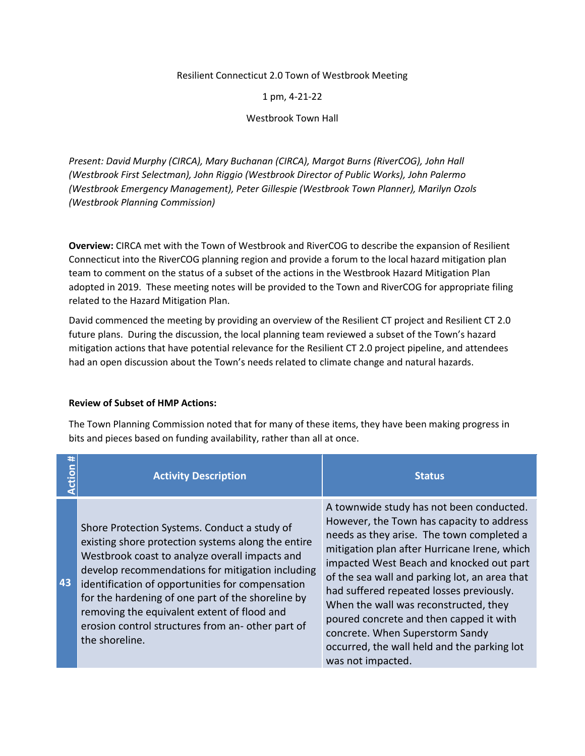Resilient Connecticut 2.0 Town of Westbrook Meeting

1 pm, 4-21-22

Westbrook Town Hall

*Present: David Murphy (CIRCA), Mary Buchanan (CIRCA), Margot Burns (RiverCOG), John Hall (Westbrook First Selectman), John Riggio (Westbrook Director of Public Works), John Palermo (Westbrook Emergency Management), Peter Gillespie (Westbrook Town Planner), Marilyn Ozols (Westbrook Planning Commission)*

**Overview:** CIRCA met with the Town of Westbrook and RiverCOG to describe the expansion of Resilient Connecticut into the RiverCOG planning region and provide a forum to the local hazard mitigation plan team to comment on the status of a subset of the actions in the Westbrook Hazard Mitigation Plan adopted in 2019. These meeting notes will be provided to the Town and RiverCOG for appropriate filing related to the Hazard Mitigation Plan.

David commenced the meeting by providing an overview of the Resilient CT project and Resilient CT 2.0 future plans. During the discussion, the local planning team reviewed a subset of the Town's hazard mitigation actions that have potential relevance for the Resilient CT 2.0 project pipeline, and attendees had an open discussion about the Town's needs related to climate change and natural hazards.

**Review of Subset of HMP Actions:**

The Town Planning Commission noted that for many of these items, they have been making progress in bits and pieces based on funding availability, rather than all at once.

| Action # | Activity Description | Status |
|---|---|---|
| 43 | Shore Protection Systems. Conduct a study of existing shore protection systems along the entire Westbrook coast to analyze overall impacts and develop recommendations for mitigation including identification of opportunities for compensation for the hardening of one part of the shoreline by removing the equivalent extent of flood and erosion control structures from an- other part of the shoreline. | A townwide study has not been conducted. However, the Town has capacity to address needs as they arise. The town completed a mitigation plan after Hurricane Irene, which impacted West Beach and knocked out part of the sea wall and parking lot, an area that had suffered repeated losses previously. When the wall was reconstructed, they poured concrete and then capped it with concrete. When Superstorm Sandy occurred, the wall held and the parking lot was not impacted. |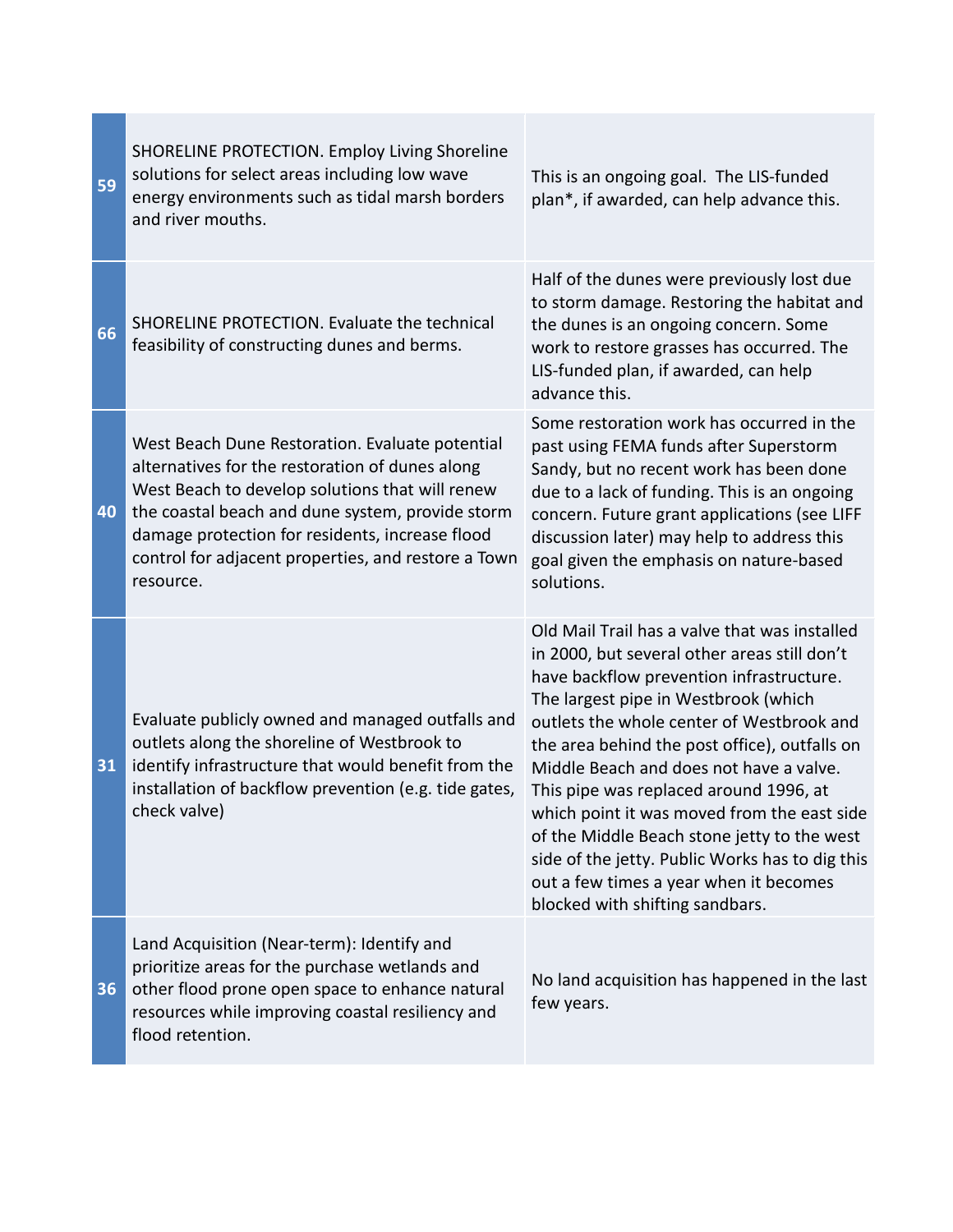| | | |
|---|---|---|
| 59 | SHORELINE PROTECTION. Employ Living Shoreline solutions for select areas including low wave energy environments such as tidal marsh borders and river mouths. | This is an ongoing goal. The LIS-funded plan*, if awarded, can help advance this. |
| 66 | SHORELINE PROTECTION. Evaluate the technical feasibility of constructing dunes and berms. | Half of the dunes were previously lost due to storm damage. Restoring the habitat and the dunes is an ongoing concern. Some work to restore grasses has occurred. The LIS-funded plan, if awarded, can help advance this. |
| 40 | West Beach Dune Restoration. Evaluate potential alternatives for the restoration of dunes along West Beach to develop solutions that will renew the coastal beach and dune system, provide storm damage protection for residents, increase flood control for adjacent properties, and restore a Town resource. | Some restoration work has occurred in the past using FEMA funds after Superstorm Sandy, but no recent work has been done due to a lack of funding. This is an ongoing concern. Future grant applications (see LIFF discussion later) may help to address this goal given the emphasis on nature-based solutions. |
| 31 | Evaluate publicly owned and managed outfalls and outlets along the shoreline of Westbrook to identify infrastructure that would benefit from the installation of backflow prevention (e.g. tide gates, check valve) | Old Mail Trail has a valve that was installed in 2000, but several other areas still don't have backflow prevention infrastructure. The largest pipe in Westbrook (which outlets the whole center of Westbrook and the area behind the post office), outfalls on Middle Beach and does not have a valve. This pipe was replaced around 1996, at which point it was moved from the east side of the Middle Beach stone jetty to the west side of the jetty. Public Works has to dig this out a few times a year when it becomes blocked with shifting sandbars. |
| 36 | Land Acquisition (Near-term): Identify and prioritize areas for the purchase wetlands and other flood prone open space to enhance natural resources while improving coastal resiliency and flood retention. | No land acquisition has happened in the last few years. |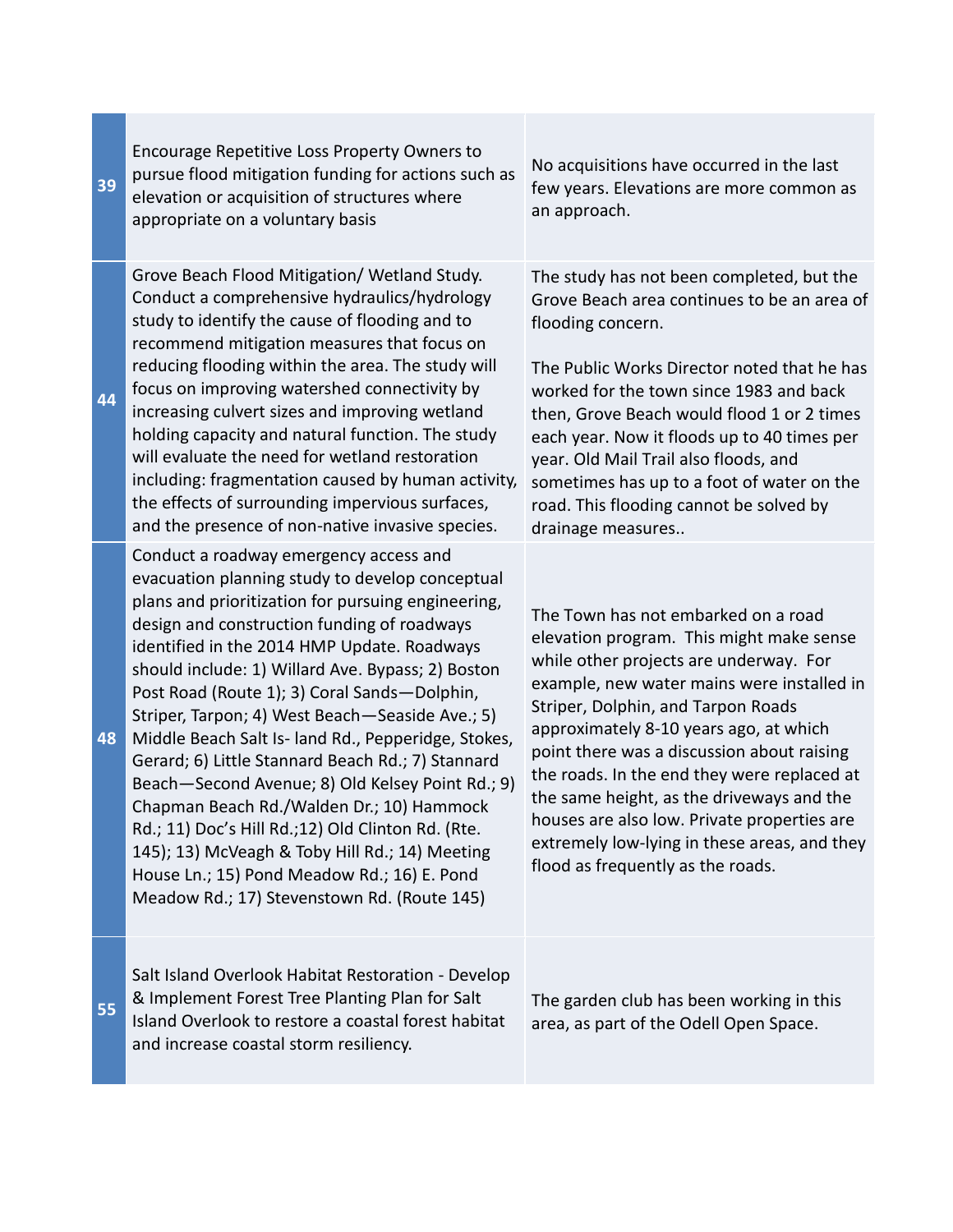| | | |
|---|---|---|
| 39 | Encourage Repetitive Loss Property Owners to pursue flood mitigation funding for actions such as elevation or acquisition of structures where appropriate on a voluntary basis | No acquisitions have occurred in the last few years. Elevations are more common as an approach. |
| 44 | Grove Beach Flood Mitigation/ Wetland Study. Conduct a comprehensive hydraulics/hydrology study to identify the cause of flooding and to recommend mitigation measures that focus on reducing flooding within the area. The study will focus on improving watershed connectivity by increasing culvert sizes and improving wetland holding capacity and natural function. The study will evaluate the need for wetland restoration including: fragmentation caused by human activity, the effects of surrounding impervious surfaces, and the presence of non-native invasive species. | The study has not been completed, but the Grove Beach area continues to be an area of flooding concern.<br><br>The Public Works Director noted that he has worked for the town since 1983 and back then, Grove Beach would flood 1 or 2 times each year. Now it floods up to 40 times per year. Old Mail Trail also floods, and sometimes has up to a foot of water on the road. This flooding cannot be solved by drainage measures.. |
| 48 | Conduct a roadway emergency access and evacuation planning study to develop conceptual plans and prioritization for pursuing engineering, design and construction funding of roadways identified in the 2014 HMP Update. Roadways should include: 1) Willard Ave. Bypass; 2) Boston Post Road (Route 1); 3) Coral Sands—Dolphin, Striper, Tarpon; 4) West Beach—Seaside Ave.; 5) Middle Beach Salt Is- land Rd., Pepperidge, Stokes, Gerard; 6) Little Stannard Beach Rd.; 7) Stannard Beach—Second Avenue; 8) Old Kelsey Point Rd.; 9) Chapman Beach Rd./Walden Dr.; 10) Hammock Rd.; 11) Doc's Hill Rd.;12) Old Clinton Rd. (Rte. 145); 13) McVeagh & Toby Hill Rd.; 14) Meeting House Ln.; 15) Pond Meadow Rd.; 16) E. Pond Meadow Rd.; 17) Stevenstown Rd. (Route 145) | The Town has not embarked on a road elevation program. This might make sense while other projects are underway. For example, new water mains were installed in Striper, Dolphin, and Tarpon Roads approximately 8-10 years ago, at which point there was a discussion about raising the roads. In the end they were replaced at the same height, as the driveways and the houses are also low. Private properties are extremely low-lying in these areas, and they flood as frequently as the roads. |
| 55 | Salt Island Overlook Habitat Restoration - Develop & Implement Forest Tree Planting Plan for Salt Island Overlook to restore a coastal forest habitat and increase coastal storm resiliency. | The garden club has been working in this area, as part of the Odell Open Space. |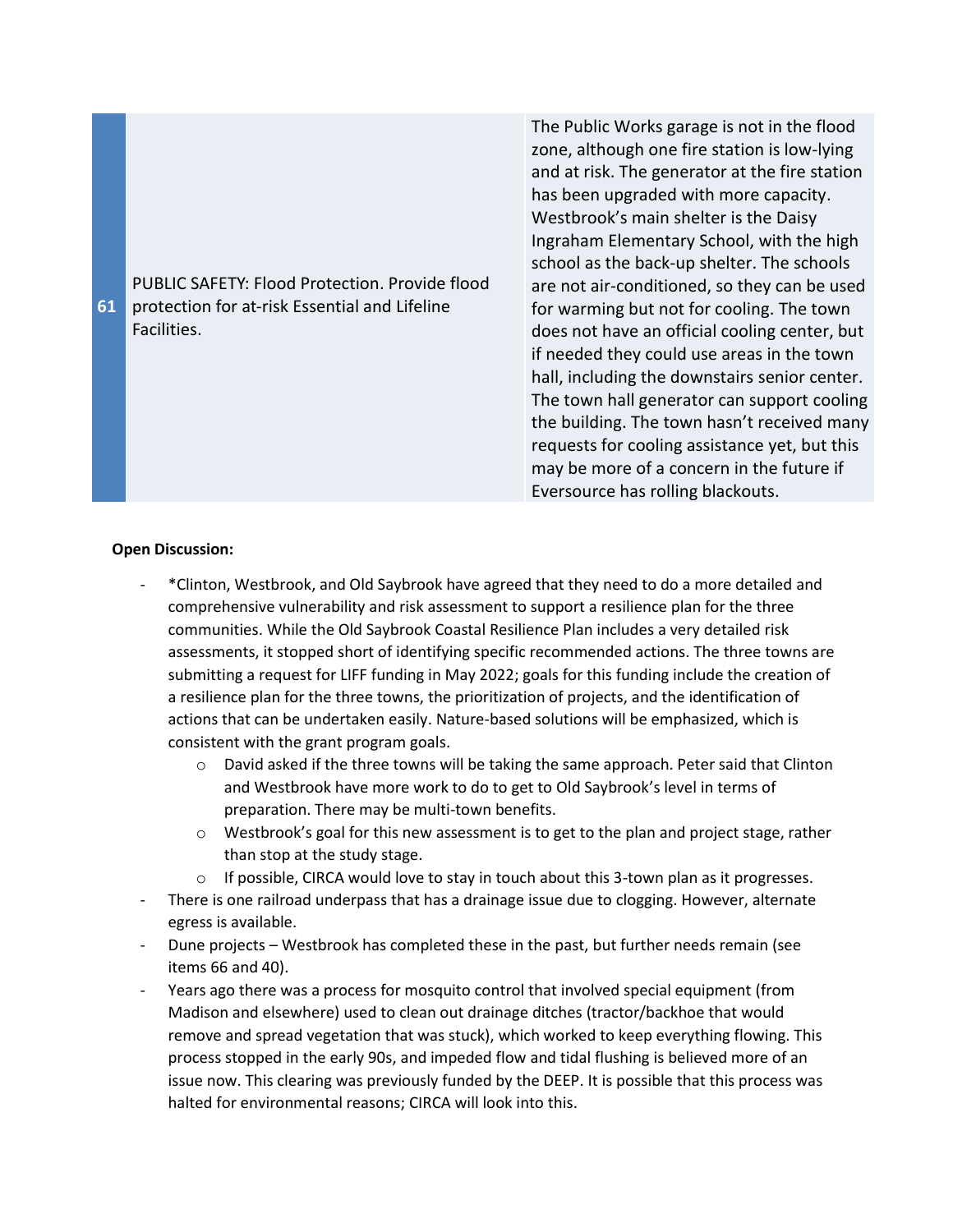| | | |
|---|---|---|
| 61 | PUBLIC SAFETY: Flood Protection. Provide flood protection for at-risk Essential and Lifeline Facilities. | The Public Works garage is not in the flood zone, although one fire station is low-lying and at risk. The generator at the fire station has been upgraded with more capacity. Westbrook's main shelter is the Daisy Ingraham Elementary School, with the high school as the back-up shelter. The schools are not air-conditioned, so they can be used for warming but not for cooling. The town does not have an official cooling center, but if needed they could use areas in the town hall, including the downstairs senior center. The town hall generator can support cooling the building. The town hasn't received many requests for cooling assistance yet, but this may be more of a concern in the future if Eversource has rolling blackouts. |

**Open Discussion:**

- *Clinton, Westbrook, and Old Saybrook have agreed that they need to do a more detailed and comprehensive vulnerability and risk assessment to support a resilience plan for the three communities. While the Old Saybrook Coastal Resilience Plan includes a very detailed risk assessments, it stopped short of identifying specific recommended actions. The three towns are submitting a request for LIFF funding in May 2022; goals for this funding include the creation of a resilience plan for the three towns, the prioritization of projects, and the identification of actions that can be undertaken easily. Nature-based solutions will be emphasized, which is consistent with the grant program goals.
  - David asked if the three towns will be taking the same approach. Peter said that Clinton and Westbrook have more work to do to get to Old Saybrook's level in terms of preparation. There may be multi-town benefits.
  - Westbrook's goal for this new assessment is to get to the plan and project stage, rather than stop at the study stage.
  - If possible, CIRCA would love to stay in touch about this 3-town plan as it progresses.
- There is one railroad underpass that has a drainage issue due to clogging. However, alternate egress is available.
- Dune projects – Westbrook has completed these in the past, but further needs remain (see items 66 and 40).
- Years ago there was a process for mosquito control that involved special equipment (from Madison and elsewhere) used to clean out drainage ditches (tractor/backhoe that would remove and spread vegetation that was stuck), which worked to keep everything flowing. This process stopped in the early 90s, and impeded flow and tidal flushing is believed more of an issue now. This clearing was previously funded by the DEEP. It is possible that this process was halted for environmental reasons; CIRCA will look into this.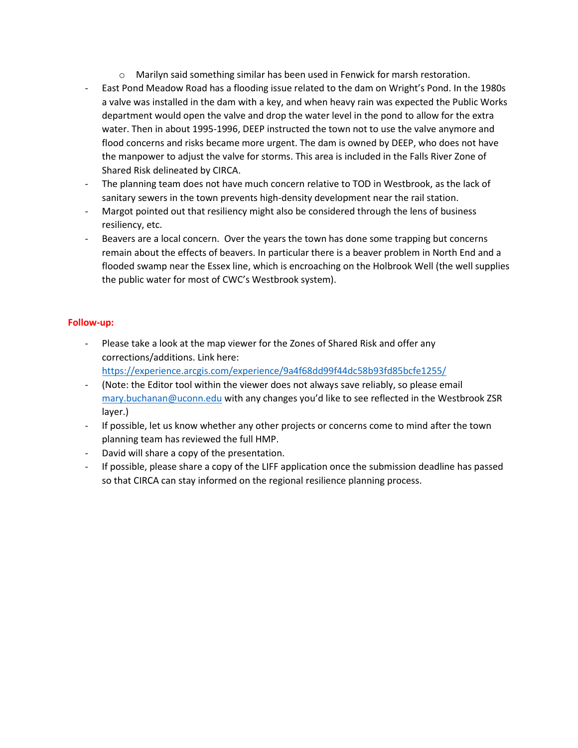- Marilyn said something similar has been used in Fenwick for marsh restoration.
- East Pond Meadow Road has a flooding issue related to the dam on Wright's Pond. In the 1980s a valve was installed in the dam with a key, and when heavy rain was expected the Public Works department would open the valve and drop the water level in the pond to allow for the extra water. Then in about 1995-1996, DEEP instructed the town not to use the valve anymore and flood concerns and risks became more urgent. The dam is owned by DEEP, who does not have the manpower to adjust the valve for storms. This area is included in the Falls River Zone of Shared Risk delineated by CIRCA.
- The planning team does not have much concern relative to TOD in Westbrook, as the lack of sanitary sewers in the town prevents high-density development near the rail station.
- Margot pointed out that resiliency might also be considered through the lens of business resiliency, etc.
- Beavers are a local concern. Over the years the town has done some trapping but concerns remain about the effects of beavers. In particular there is a beaver problem in North End and a flooded swamp near the Essex line, which is encroaching on the Holbrook Well (the well supplies the public water for most of CWC's Westbrook system).

**Follow-up:**

- Please take a look at the map viewer for the Zones of Shared Risk and offer any corrections/additions. Link here: https://experience.arcgis.com/experience/9a4f68dd99f44dc58b93fd85bcfe1255/
- (Note: the Editor tool within the viewer does not always save reliably, so please email mary.buchanan@uconn.edu with any changes you'd like to see reflected in the Westbrook ZSR layer.)
- If possible, let us know whether any other projects or concerns come to mind after the town planning team has reviewed the full HMP.
- David will share a copy of the presentation.
- If possible, please share a copy of the LIFF application once the submission deadline has passed so that CIRCA can stay informed on the regional resilience planning process.